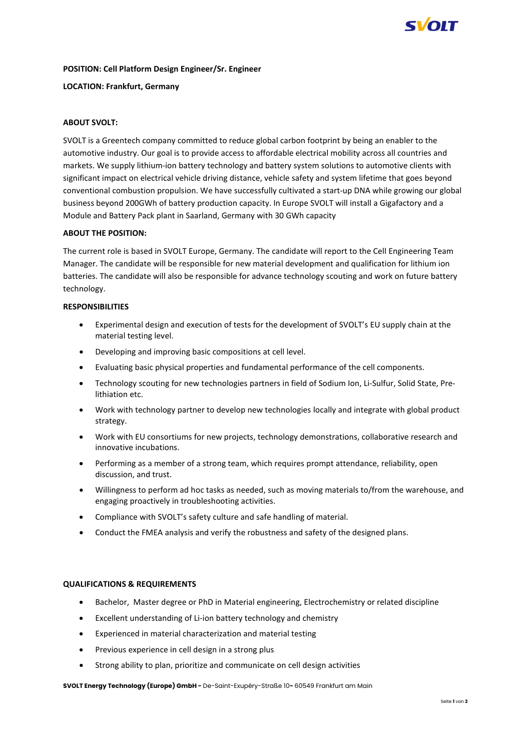**POSITION: Cell Platform Design Engineer/Sr. Engineer**

**LOCATION: Frankfurt, Germany**

**ABOUT SVOLT:**

SVOLT is a Greentech company committed to reduce global carbon footprint by being an enabler to the automotive industry. Our goal is to provide access to affordable electrical mobility across all countries and markets. We supply lithium-ion battery technology and battery system solutions to automotive clients with significant impact on electrical vehicle driving distance, vehicle safety and system lifetime that goes beyond conventional combustion propulsion. We have successfully cultivated a start-up DNA while growing our global business beyond 200GWh of battery production capacity. In Europe SVOLT will install a Gigafactory and a Module and Battery Pack plant in Saarland, Germany with 30 GWh capacity

**ABOUT THE POSITION:**

The current role is based in SVOLT Europe, Germany. The candidate will report to the Cell Engineering Team Manager. The candidate will be responsible for new material development and qualification for lithium ion batteries. The candidate will also be responsible for advance technology scouting and work on future battery technology.

**RESPONSIBILITIES**

- Experimental design and execution of tests for the development of SVOLT's EU supply chain at the material testing level.
- Developing and improving basic compositions at cell level.
- Evaluating basic physical properties and fundamental performance of the cell components.
- Technology scouting for new technologies partners in field of Sodium Ion, Li-Sulfur, Solid State, Pre-lithiation etc.
- Work with technology partner to develop new technologies locally and integrate with global product strategy.
- Work with EU consortiums for new projects, technology demonstrations, collaborative research and innovative incubations.
- Performing as a member of a strong team, which requires prompt attendance, reliability, open discussion, and trust.
- Willingness to perform ad hoc tasks as needed, such as moving materials to/from the warehouse, and engaging proactively in troubleshooting activities.
- Compliance with SVOLT's safety culture and safe handling of material.
- Conduct the FMEA analysis and verify the robustness and safety of the designed plans.

**QUALIFICATIONS & REQUIREMENTS**

- Bachelor, Master degree or PhD in Material engineering, Electrochemistry or related discipline
- Excellent understanding of Li-ion battery technology and chemistry
- Experienced in material characterization and material testing
- Previous experience in cell design in a strong plus
- Strong ability to plan, prioritize and communicate on cell design activities

**SVOLT Energy Technology (Europe) GmbH -** De-Saint-Exupéry-Straße 10**-** 60549 Frankfurt am Main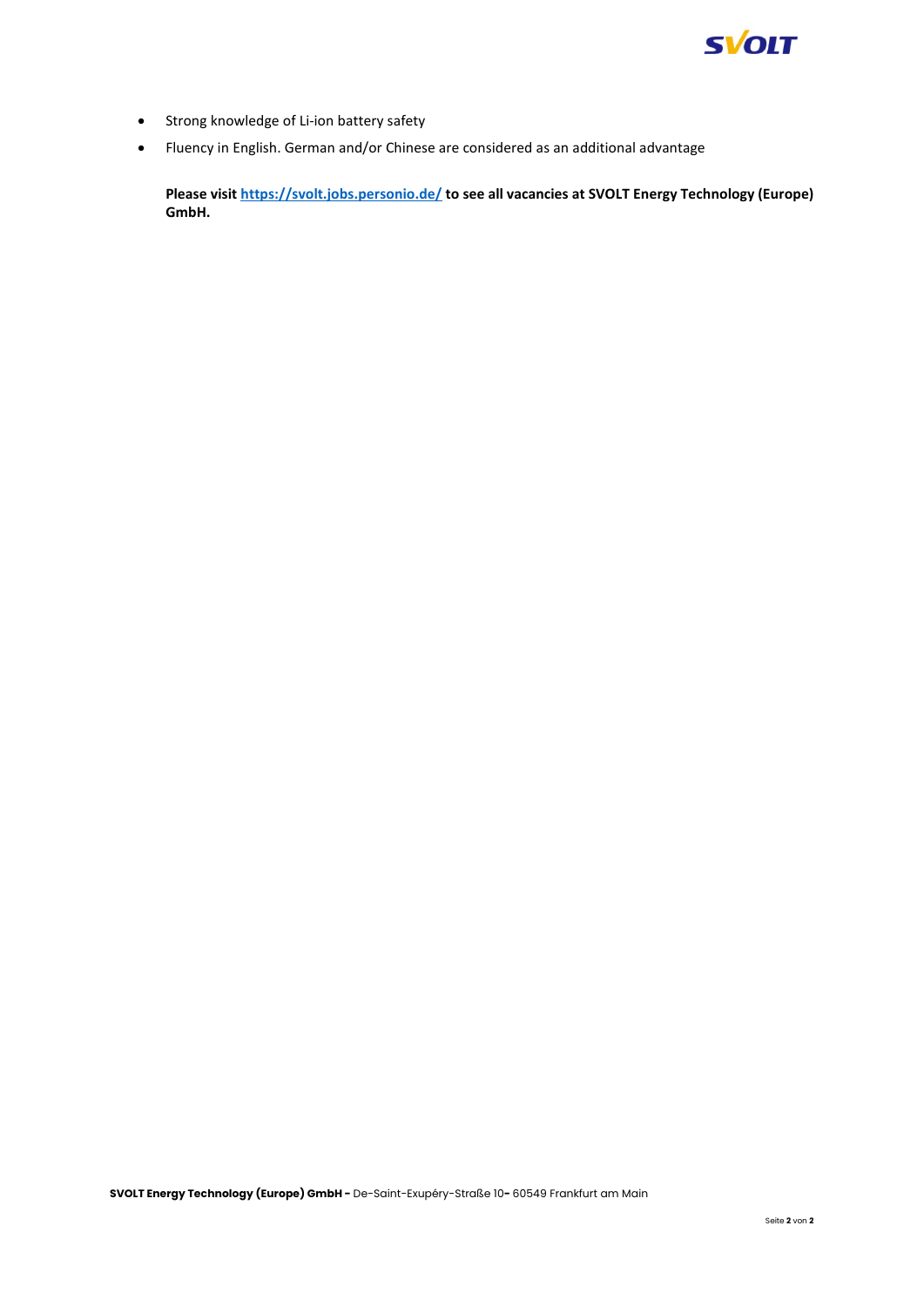- Strong knowledge of Li-ion battery safety
- Fluency in English. German and/or Chinese are considered as an additional advantage

**Please visit [https://svolt.jobs.personio.de/](https://svolt.jobs.personio.de/) to see all vacancies at SVOLT Energy Technology (Europe) GmbH.**